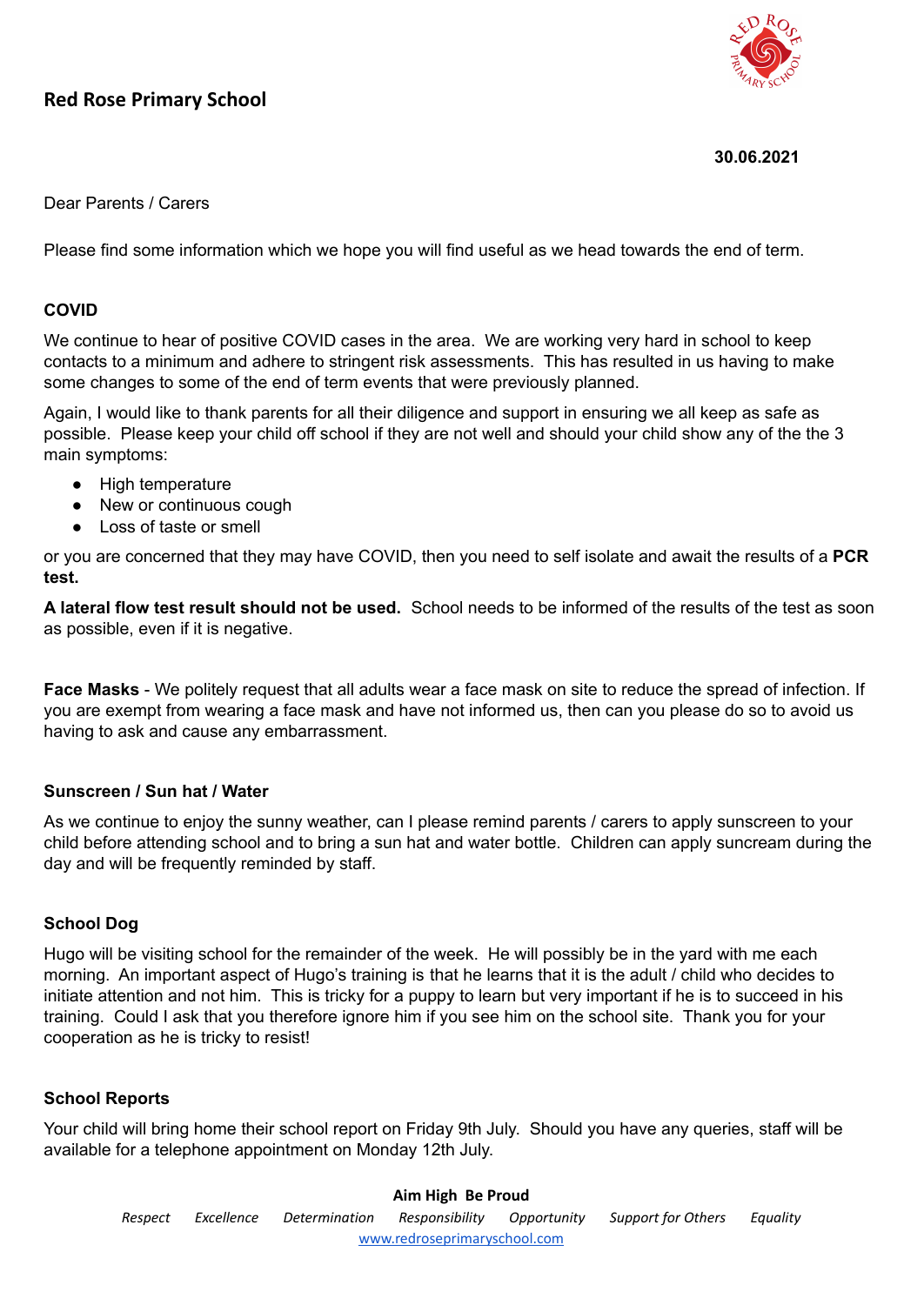# Red Rose Primary School

**30.06.2021**

Dear Parents / Carers

Please find some information which we hope you will find useful as we head towards the end of term.

## COVID

We continue to hear of positive COVID cases in the area. We are working very hard in school to keep contacts to a minimum and adhere to stringent risk assessments. This has resulted in us having to make some changes to some of the end of term events that were previously planned.

Again, I would like to thank parents for all their diligence and support in ensuring we all keep as safe as possible. Please keep your child off school if they are not well and should your child show any of the the 3 main symptoms:

- High temperature
- New or continuous cough
- Loss of taste or smell

or you are concerned that they may have COVID, then you need to self isolate and await the results of a **PCR test.**

**A lateral flow test result should not be used.** School needs to be informed of the results of the test as soon as possible, even if it is negative.

**Face Masks** - We politely request that all adults wear a face mask on site to reduce the spread of infection. If you are exempt from wearing a face mask and have not informed us, then can you please do so to avoid us having to ask and cause any embarrassment.

## Sunscreen / Sun hat / Water

As we continue to enjoy the sunny weather, can I please remind parents / carers to apply sunscreen to your child before attending school and to bring a sun hat and water bottle. Children can apply suncream during the day and will be frequently reminded by staff.

## School Dog

Hugo will be visiting school for the remainder of the week. He will possibly be in the yard with me each morning. An important aspect of Hugo's training is that he learns that it is the adult / child who decides to initiate attention and not him. This is tricky for a puppy to learn but very important if he is to succeed in his training. Could I ask that you therefore ignore him if you see him on the school site. Thank you for your cooperation as he is tricky to resist!

## School Reports

Your child will bring home their school report on Friday 9th July. Should you have any queries, staff will be available for a telephone appointment on Monday 12th July.

**Aim High Be Proud**

*Respect Excellence Determination Responsibility Opportunity Support for Others Equality*

www.redroseprimaryschool.com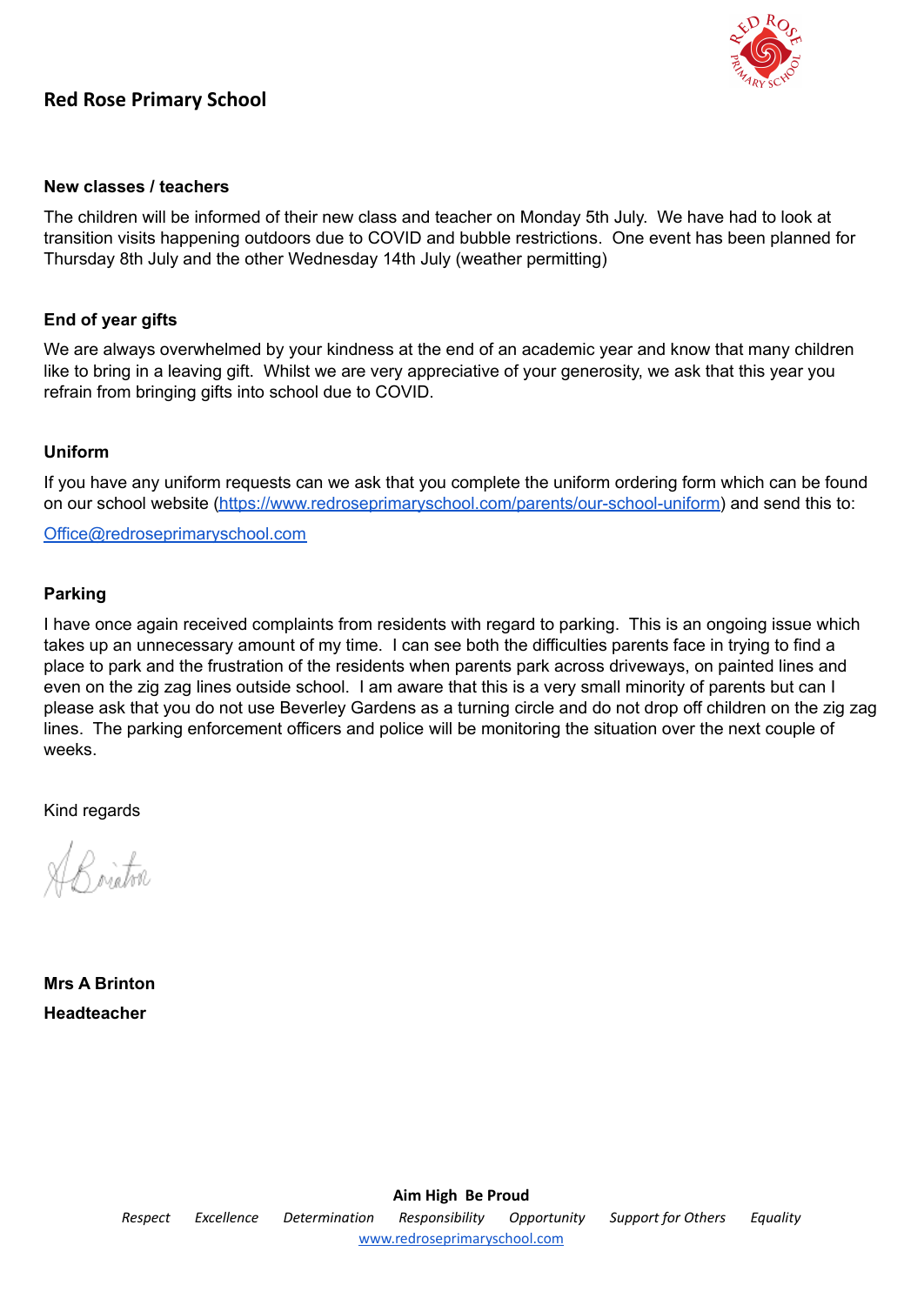**Red Rose Primary School**

**New classes / teachers**

The children will be informed of their new class and teacher on Monday 5th July. We have had to look at transition visits happening outdoors due to COVID and bubble restrictions. One event has been planned for Thursday 8th July and the other Wednesday 14th July (weather permitting)

**End of year gifts**

We are always overwhelmed by your kindness at the end of an academic year and know that many children like to bring in a leaving gift. Whilst we are very appreciative of your generosity, we ask that this year you refrain from bringing gifts into school due to COVID.

**Uniform**

If you have any uniform requests can we ask that you complete the uniform ordering form which can be found on our school website (https://www.redroseprimaryschool.com/parents/our-school-uniform) and send this to:

Office@redroseprimaryschool.com

**Parking**

I have once again received complaints from residents with regard to parking. This is an ongoing issue which takes up an unnecessary amount of my time. I can see both the difficulties parents face in trying to find a place to park and the frustration of the residents when parents park across driveways, on painted lines and even on the zig zag lines outside school. I am aware that this is a very small minority of parents but can I please ask that you do not use Beverley Gardens as a turning circle and do not drop off children on the zig zag lines. The parking enforcement officers and police will be monitoring the situation over the next couple of weeks.

Kind regards

**Mrs A Brinton**

**Headteacher**

**Aim High Be Proud**

*Respect* *Excellence* *Determination* *Responsibility* *Opportunity* *Support for Others* *Equality*

www.redroseprimaryschool.com